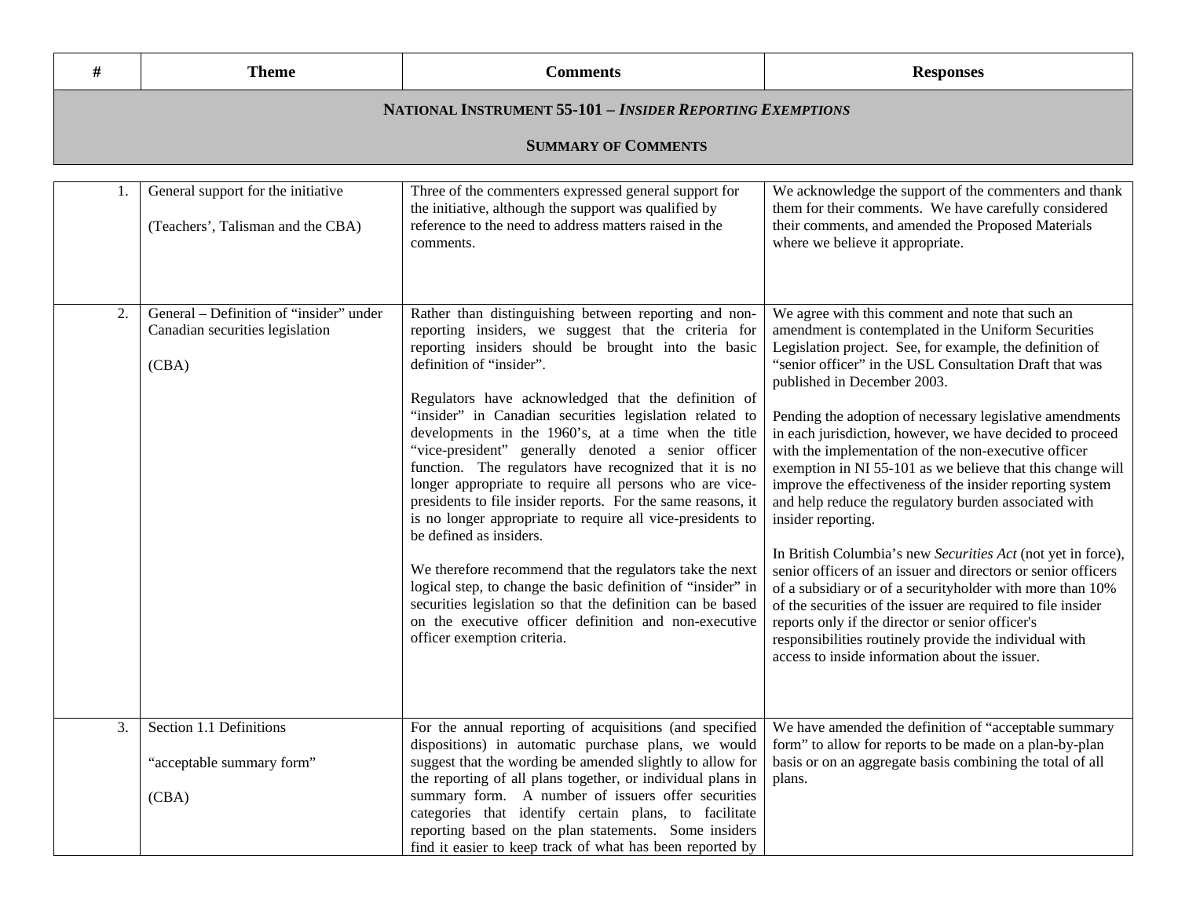| # | Theme | Comments | Responses |
|---|---|---|---|
| | **NATIONAL INSTRUMENT 55-101 – *INSIDER REPORTING EXEMPTIONS*** **SUMMARY OF COMMENTS** | | |
| 1. | General support for the initiative<br><br>(Teachers', Talisman and the CBA) | Three of the commenters expressed general support for the initiative, although the support was qualified by reference to the need to address matters raised in the comments. | We acknowledge the support of the commenters and thank them for their comments. We have carefully considered their comments, and amended the Proposed Materials where we believe it appropriate. |
| 2. | General – Definition of "insider" under Canadian securities legislation<br><br>(CBA) | Rather than distinguishing between reporting and non-reporting insiders, we suggest that the criteria for reporting insiders should be brought into the basic definition of "insider".<br><br>Regulators have acknowledged that the definition of "insider" in Canadian securities legislation related to developments in the 1960's, at a time when the title "vice-president" generally denoted a senior officer function. The regulators have recognized that it is no longer appropriate to require all persons who are vice-presidents to file insider reports. For the same reasons, it is no longer appropriate to require all vice-presidents to be defined as insiders.<br><br>We therefore recommend that the regulators take the next logical step, to change the basic definition of "insider" in securities legislation so that the definition can be based on the executive officer definition and non-executive officer exemption criteria. | We agree with this comment and note that such an amendment is contemplated in the Uniform Securities Legislation project. See, for example, the definition of "senior officer" in the USL Consultation Draft that was published in December 2003.<br><br>Pending the adoption of necessary legislative amendments in each jurisdiction, however, we have decided to proceed with the implementation of the non-executive officer exemption in NI 55-101 as we believe that this change will improve the effectiveness of the insider reporting system and help reduce the regulatory burden associated with insider reporting.<br><br>In British Columbia's new *Securities Act* (not yet in force), senior officers of an issuer and directors or senior officers of a subsidiary or of a securityholder with more than 10% of the securities of the issuer are required to file insider reports only if the director or senior officer's responsibilities routinely provide the individual with access to inside information about the issuer. |
| 3. | Section 1.1 Definitions<br><br>"acceptable summary form"<br><br>(CBA) | For the annual reporting of acquisitions (and specified dispositions) in automatic purchase plans, we would suggest that the wording be amended slightly to allow for the reporting of all plans together, or individual plans in summary form. A number of issuers offer securities categories that identify certain plans, to facilitate reporting based on the plan statements. Some insiders find it easier to keep track of what has been reported by | We have amended the definition of "acceptable summary form" to allow for reports to be made on a plan-by-plan basis or on an aggregate basis combining the total of all plans. |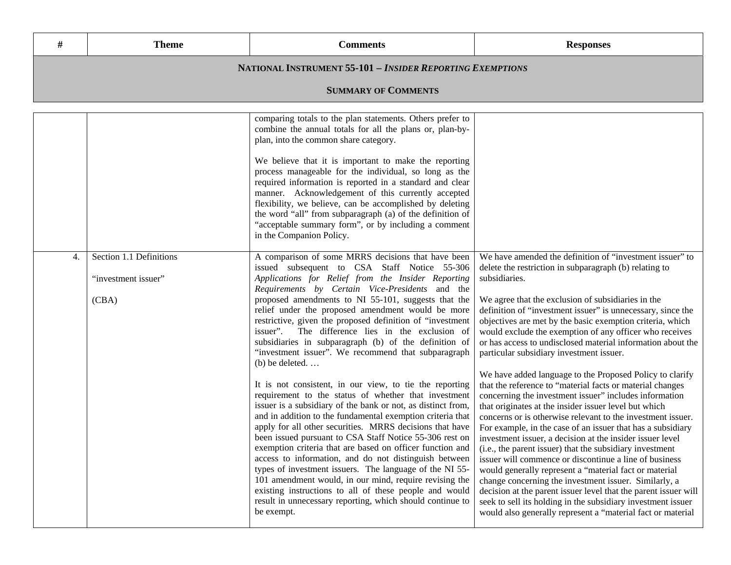| # | Theme | Comments | Responses |
|---|---|---|---|
| **NATIONAL INSTRUMENT 55-101 – *INSIDER REPORTING EXEMPTIONS*** | | | |
| **SUMMARY OF COMMENTS** | | | |
| | | comparing totals to the plan statements. Others prefer to combine the annual totals for all the plans or, plan-by-plan, into the common share category.<br><br>We believe that it is important to make the reporting process manageable for the individual, so long as the required information is reported in a standard and clear manner. Acknowledgement of this currently accepted flexibility, we believe, can be accomplished by deleting the word "all" from subparagraph (a) of the definition of "acceptable summary form", or by including a comment in the Companion Policy. | |
| 4. | Section 1.1 Definitions<br><br>"investment issuer"<br><br>(CBA) | A comparison of some MRRS decisions that have been issued subsequent to CSA Staff Notice 55-306 *Applications for Relief from the Insider Reporting Requirements by Certain Vice-Presidents* and the proposed amendments to NI 55-101, suggests that the relief under the proposed amendment would be more restrictive, given the proposed definition of "investment issuer". The difference lies in the exclusion of subsidiaries in subparagraph (b) of the definition of "investment issuer". We recommend that subparagraph (b) be deleted. …<br><br>It is not consistent, in our view, to tie the reporting requirement to the status of whether that investment issuer is a subsidiary of the bank or not, as distinct from, and in addition to the fundamental exemption criteria that apply for all other securities. MRRS decisions that have been issued pursuant to CSA Staff Notice 55-306 rest on exemption criteria that are based on officer function and access to information, and do not distinguish between types of investment issuers. The language of the NI 55-101 amendment would, in our mind, require revising the existing instructions to all of these people and would result in unnecessary reporting, which should continue to be exempt. | We have amended the definition of "investment issuer" to delete the restriction in subparagraph (b) relating to subsidiaries.<br><br>We agree that the exclusion of subsidiaries in the definition of "investment issuer" is unnecessary, since the objectives are met by the basic exemption criteria, which would exclude the exemption of any officer who receives or has access to undisclosed material information about the particular subsidiary investment issuer.<br><br>We have added language to the Proposed Policy to clarify that the reference to "material facts or material changes concerning the investment issuer" includes information that originates at the insider issuer level but which concerns or is otherwise relevant to the investment issuer. For example, in the case of an issuer that has a subsidiary investment issuer, a decision at the insider issuer level (i.e., the parent issuer) that the subsidiary investment issuer will commence or discontinue a line of business would generally represent a "material fact or material change concerning the investment issuer. Similarly, a decision at the parent issuer level that the parent issuer will seek to sell its holding in the subsidiary investment issuer would also generally represent a "material fact or material |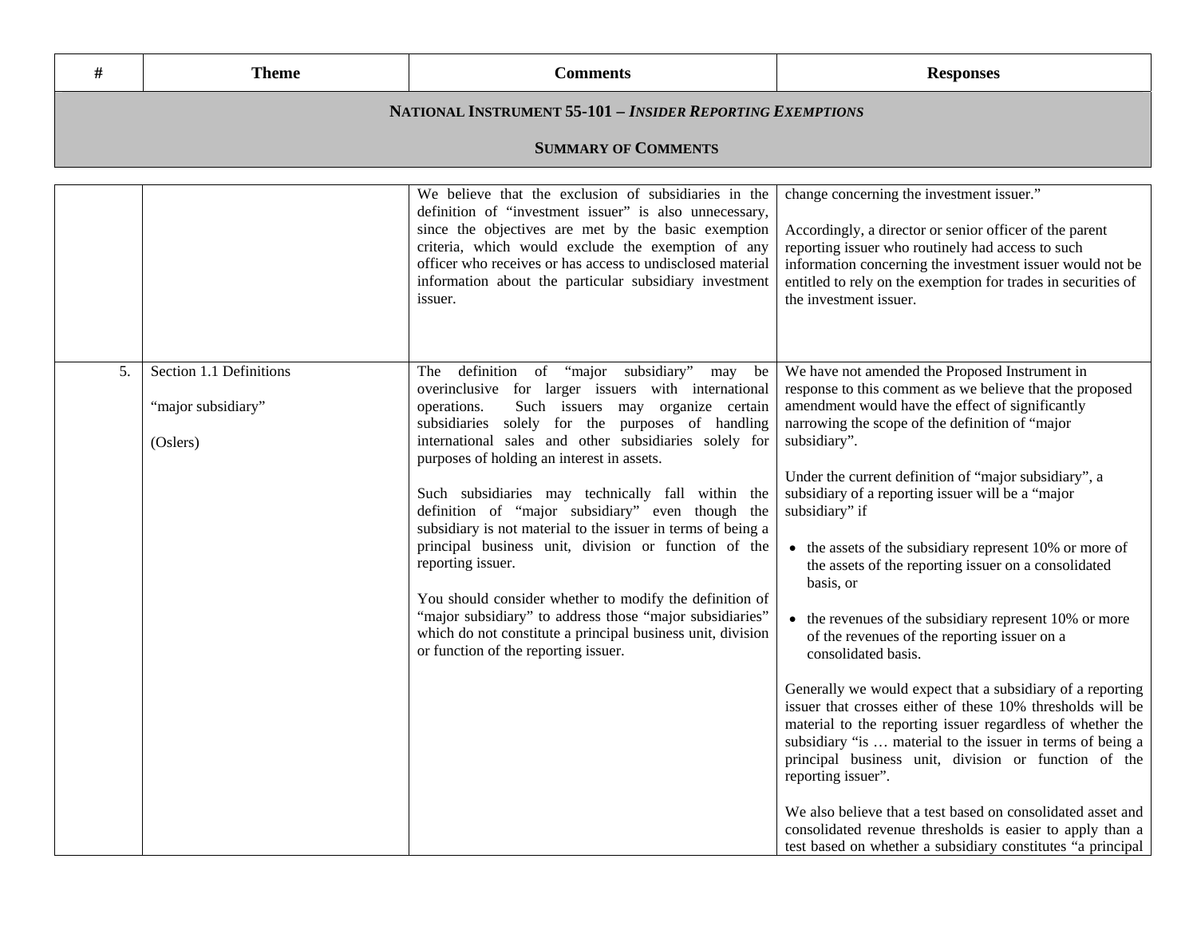| # | Theme | Comments | Responses |
|---|---|---|---|
| **NATIONAL INSTRUMENT 55-101 – *INSIDER REPORTING EXEMPTIONS*** | | | |
| **SUMMARY OF COMMENTS** | | | |
| | | We believe that the exclusion of subsidiaries in the definition of "investment issuer" is also unnecessary, since the objectives are met by the basic exemption criteria, which would exclude the exemption of any officer who receives or has access to undisclosed material information about the particular subsidiary investment issuer. | change concerning the investment issuer."<br><br>Accordingly, a director or senior officer of the parent reporting issuer who routinely had access to such information concerning the investment issuer would not be entitled to rely on the exemption for trades in securities of the investment issuer. |
| 5. | Section 1.1 Definitions<br><br>"major subsidiary"<br><br>(Oslers) | The definition of "major subsidiary" may be overinclusive for larger issuers with international operations. Such issuers may organize certain subsidiaries solely for the purposes of handling international sales and other subsidiaries solely for purposes of holding an interest in assets.<br><br>Such subsidiaries may technically fall within the definition of "major subsidiary" even though the subsidiary is not material to the issuer in terms of being a principal business unit, division or function of the reporting issuer.<br><br>You should consider whether to modify the definition of "major subsidiary" to address those "major subsidiaries" which do not constitute a principal business unit, division or function of the reporting issuer. | We have not amended the Proposed Instrument in response to this comment as we believe that the proposed amendment would have the effect of significantly narrowing the scope of the definition of "major subsidiary".<br><br>Under the current definition of "major subsidiary", a subsidiary of a reporting issuer will be a "major subsidiary" if<br><br>• the assets of the subsidiary represent 10% or more of the assets of the reporting issuer on a consolidated basis, or<br><br>• the revenues of the subsidiary represent 10% or more of the revenues of the reporting issuer on a consolidated basis.<br><br>Generally we would expect that a subsidiary of a reporting issuer that crosses either of these 10% thresholds will be material to the reporting issuer regardless of whether the subsidiary "is … material to the issuer in terms of being a principal business unit, division or function of the reporting issuer".<br><br>We also believe that a test based on consolidated asset and consolidated revenue thresholds is easier to apply than a test based on whether a subsidiary constitutes "a principal |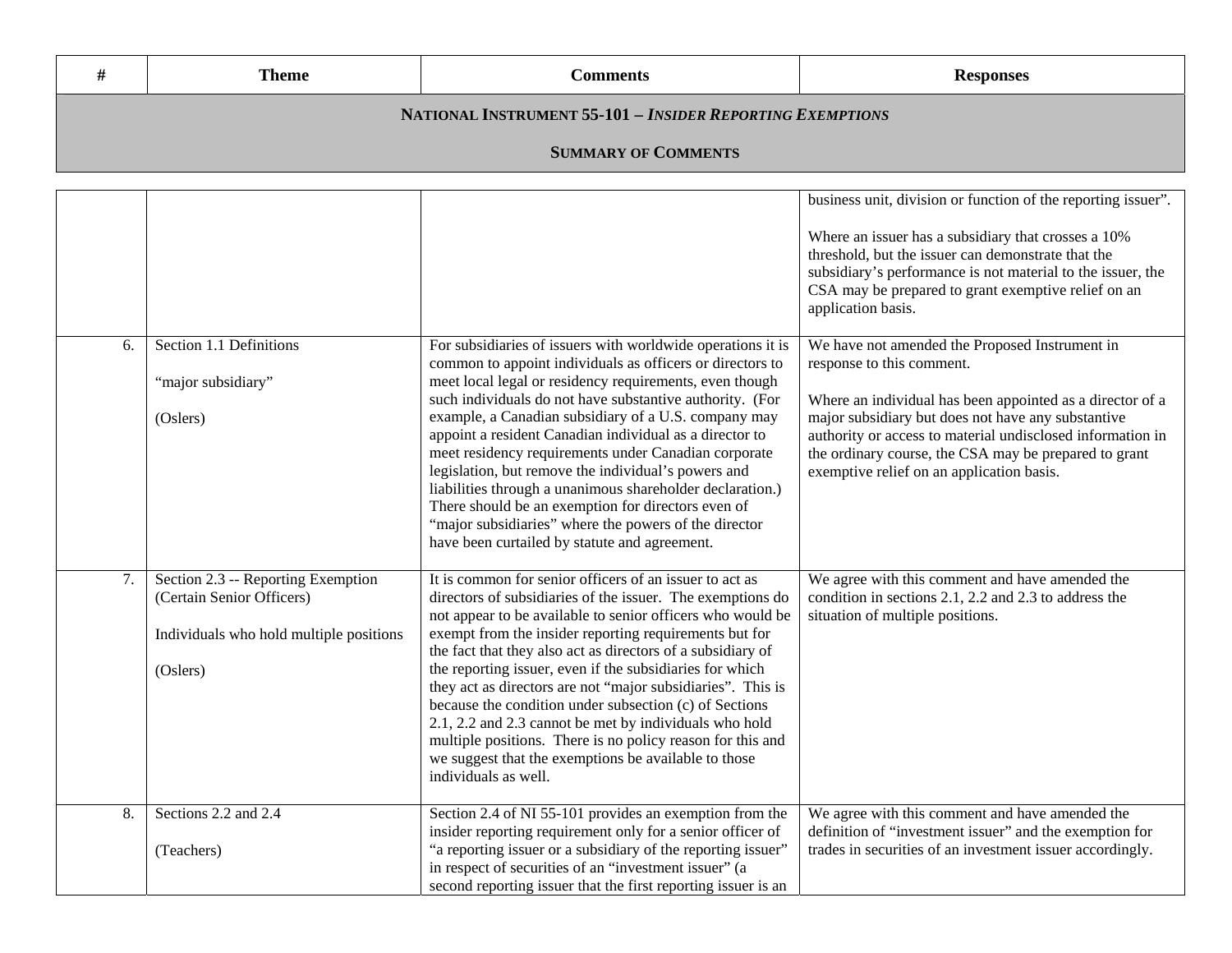| # | Theme | Comments | Responses |
|---|---|---|---|
| | **NATIONAL INSTRUMENT 55-101 – *INSIDER REPORTING EXEMPTIONS*** | | |
| | **SUMMARY OF COMMENTS** | | |
| | | | business unit, division or function of the reporting issuer".<br><br>Where an issuer has a subsidiary that crosses a 10% threshold, but the issuer can demonstrate that the subsidiary's performance is not material to the issuer, the CSA may be prepared to grant exemptive relief on an application basis. |
| 6. | Section 1.1 Definitions<br><br>"major subsidiary"<br><br>(Oslers) | For subsidiaries of issuers with worldwide operations it is common to appoint individuals as officers or directors to meet local legal or residency requirements, even though such individuals do not have substantive authority. (For example, a Canadian subsidiary of a U.S. company may appoint a resident Canadian individual as a director to meet residency requirements under Canadian corporate legislation, but remove the individual's powers and liabilities through a unanimous shareholder declaration.) There should be an exemption for directors even of "major subsidiaries" where the powers of the director have been curtailed by statute and agreement. | We have not amended the Proposed Instrument in response to this comment.<br><br>Where an individual has been appointed as a director of a major subsidiary but does not have any substantive authority or access to material undisclosed information in the ordinary course, the CSA may be prepared to grant exemptive relief on an application basis. |
| 7. | Section 2.3 -- Reporting Exemption (Certain Senior Officers)<br><br>Individuals who hold multiple positions<br><br>(Oslers) | It is common for senior officers of an issuer to act as directors of subsidiaries of the issuer. The exemptions do not appear to be available to senior officers who would be exempt from the insider reporting requirements but for the fact that they also act as directors of a subsidiary of the reporting issuer, even if the subsidiaries for which they act as directors are not "major subsidiaries". This is because the condition under subsection (c) of Sections 2.1, 2.2 and 2.3 cannot be met by individuals who hold multiple positions. There is no policy reason for this and we suggest that the exemptions be available to those individuals as well. | We agree with this comment and have amended the condition in sections 2.1, 2.2 and 2.3 to address the situation of multiple positions. |
| 8. | Sections 2.2 and 2.4<br><br>(Teachers) | Section 2.4 of NI 55-101 provides an exemption from the insider reporting requirement only for a senior officer of "a reporting issuer or a subsidiary of the reporting issuer" in respect of securities of an "investment issuer" (a second reporting issuer that the first reporting issuer is an | We agree with this comment and have amended the definition of "investment issuer" and the exemption for trades in securities of an investment issuer accordingly. |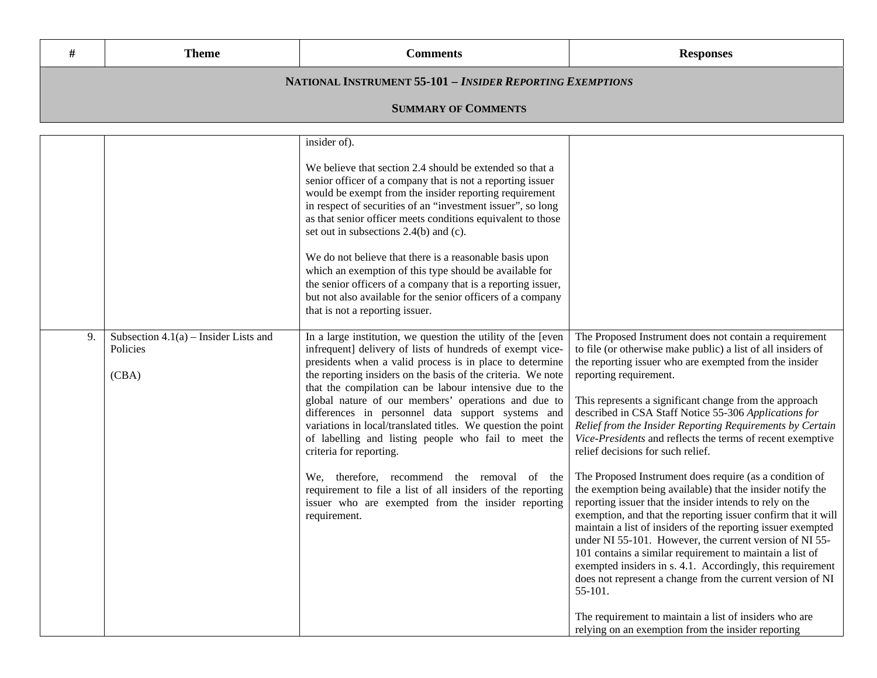| # | Theme | Comments | Responses |
|---|---|---|---|
| **NATIONAL INSTRUMENT 55-101 – *INSIDER REPORTING EXEMPTIONS*** | | | |
| **SUMMARY OF COMMENTS** | | | |
| | | insider of).<br><br>We believe that section 2.4 should be extended so that a senior officer of a company that is not a reporting issuer would be exempt from the insider reporting requirement in respect of securities of an "investment issuer", so long as that senior officer meets conditions equivalent to those set out in subsections 2.4(b) and (c).<br><br>We do not believe that there is a reasonable basis upon which an exemption of this type should be available for the senior officers of a company that is a reporting issuer, but not also available for the senior officers of a company that is not a reporting issuer. | |
| 9. | Subsection 4.1(a) – Insider Lists and Policies<br><br>(CBA) | In a large institution, we question the utility of the [even infrequent] delivery of lists of hundreds of exempt vice-presidents when a valid process is in place to determine the reporting insiders on the basis of the criteria. We note that the compilation can be labour intensive due to the global nature of our members' operations and due to differences in personnel data support systems and variations in local/translated titles. We question the point of labelling and listing people who fail to meet the criteria for reporting.<br><br>We, therefore, recommend the removal of the requirement to file a list of all insiders of the reporting issuer who are exempted from the insider reporting requirement. | The Proposed Instrument does not contain a requirement to file (or otherwise make public) a list of all insiders of the reporting issuer who are exempted from the insider reporting requirement.<br><br>This represents a significant change from the approach described in CSA Staff Notice 55-306 *Applications for Relief from the Insider Reporting Requirements by Certain Vice-Presidents* and reflects the terms of recent exemptive relief decisions for such relief.<br><br>The Proposed Instrument does require (as a condition of the exemption being available) that the insider notify the reporting issuer that the insider intends to rely on the exemption, and that the reporting issuer confirm that it will maintain a list of insiders of the reporting issuer exempted under NI 55-101. However, the current version of NI 55-101 contains a similar requirement to maintain a list of exempted insiders in s. 4.1. Accordingly, this requirement does not represent a change from the current version of NI 55-101.<br><br>The requirement to maintain a list of insiders who are relying on an exemption from the insider reporting |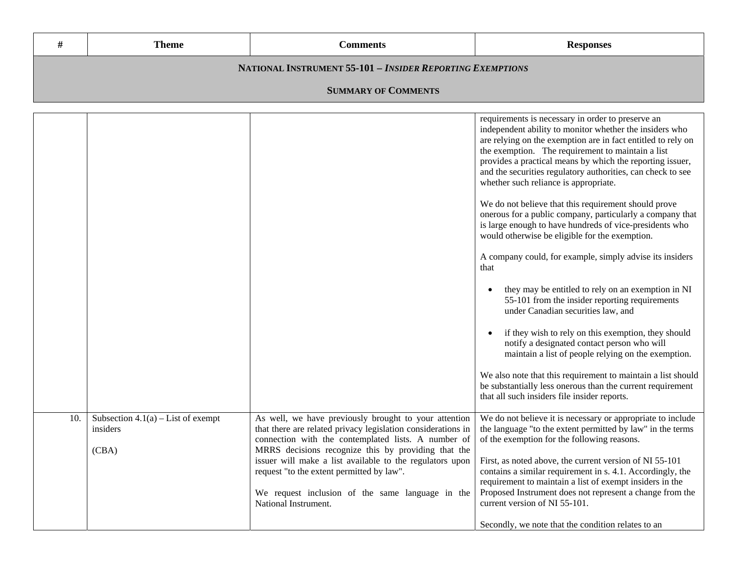| # | Theme | Comments | Responses |
|---|---|---|---|
| | | | requirements is necessary in order to preserve an independent ability to monitor whether the insiders who are relying on the exemption are in fact entitled to rely on the exemption. The requirement to maintain a list provides a practical means by which the reporting issuer, and the securities regulatory authorities, can check to see whether such reliance is appropriate.<br><br>We do not believe that this requirement should prove onerous for a public company, particularly a company that is large enough to have hundreds of vice-presidents who would otherwise be eligible for the exemption.<br><br>A company could, for example, simply advise its insiders that<br><br>• they may be entitled to rely on an exemption in NI 55-101 from the insider reporting requirements under Canadian securities law, and<br><br>• if they wish to rely on this exemption, they should notify a designated contact person who will maintain a list of people relying on the exemption.<br><br>We also note that this requirement to maintain a list should be substantially less onerous than the current requirement that all such insiders file insider reports. |
| 10. | Subsection 4.1(a) – List of exempt insiders<br><br>(CBA) | As well, we have previously brought to your attention that there are related privacy legislation considerations in connection with the contemplated lists. A number of MRRS decisions recognize this by providing that the issuer will make a list available to the regulators upon request "to the extent permitted by law".<br><br>We request inclusion of the same language in the National Instrument. | We do not believe it is necessary or appropriate to include the language "to the extent permitted by law" in the terms of the exemption for the following reasons.<br><br>First, as noted above, the current version of NI 55-101 contains a similar requirement in s. 4.1. Accordingly, the requirement to maintain a list of exempt insiders in the Proposed Instrument does not represent a change from the current version of NI 55-101.<br><br>Secondly, we note that the condition relates to an |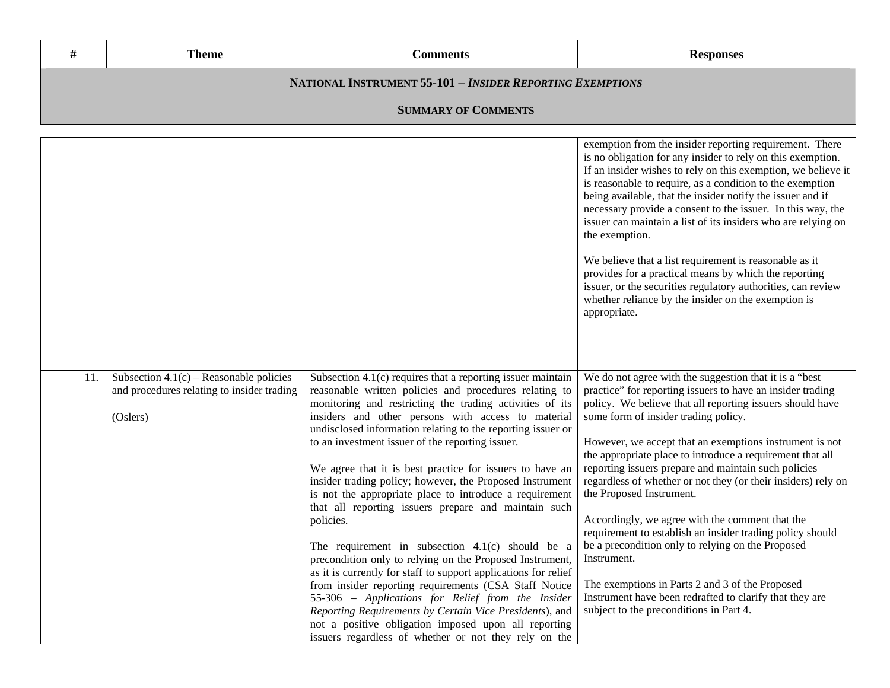| # | Theme | Comments | Responses |
|---|---|---|---|

**NATIONAL INSTRUMENT 55-101 – *INSIDER REPORTING EXEMPTIONS***

**SUMMARY OF COMMENTS**

| # | Theme | Comments | Responses |
|---|---|---|---|
| | | | exemption from the insider reporting requirement. There is no obligation for any insider to rely on this exemption. If an insider wishes to rely on this exemption, we believe it is reasonable to require, as a condition to the exemption being available, that the insider notify the issuer and if necessary provide a consent to the issuer. In this way, the issuer can maintain a list of its insiders who are relying on the exemption.<br><br>We believe that a list requirement is reasonable as it provides for a practical means by which the reporting issuer, or the securities regulatory authorities, can review whether reliance by the insider on the exemption is appropriate. |
| 11. | Subsection 4.1(c) – Reasonable policies and procedures relating to insider trading<br><br>(Oslers) | Subsection 4.1(c) requires that a reporting issuer maintain reasonable written policies and procedures relating to monitoring and restricting the trading activities of its insiders and other persons with access to material undisclosed information relating to the reporting issuer or to an investment issuer of the reporting issuer.<br><br>We agree that it is best practice for issuers to have an insider trading policy; however, the Proposed Instrument is not the appropriate place to introduce a requirement that all reporting issuers prepare and maintain such policies.<br><br>The requirement in subsection 4.1(c) should be a precondition only to relying on the Proposed Instrument, as it is currently for staff to support applications for relief from insider reporting requirements (CSA Staff Notice 55-306 – *Applications for Relief from the Insider Reporting Requirements by Certain Vice Presidents*), and not a positive obligation imposed upon all reporting issuers regardless of whether or not they rely on the | We do not agree with the suggestion that it is a "best practice" for reporting issuers to have an insider trading policy. We believe that all reporting issuers should have some form of insider trading policy.<br><br>However, we accept that an exemptions instrument is not the appropriate place to introduce a requirement that all reporting issuers prepare and maintain such policies regardless of whether or not they (or their insiders) rely on the Proposed Instrument.<br><br>Accordingly, we agree with the comment that the requirement to establish an insider trading policy should be a precondition only to relying on the Proposed Instrument.<br><br>The exemptions in Parts 2 and 3 of the Proposed Instrument have been redrafted to clarify that they are subject to the preconditions in Part 4. |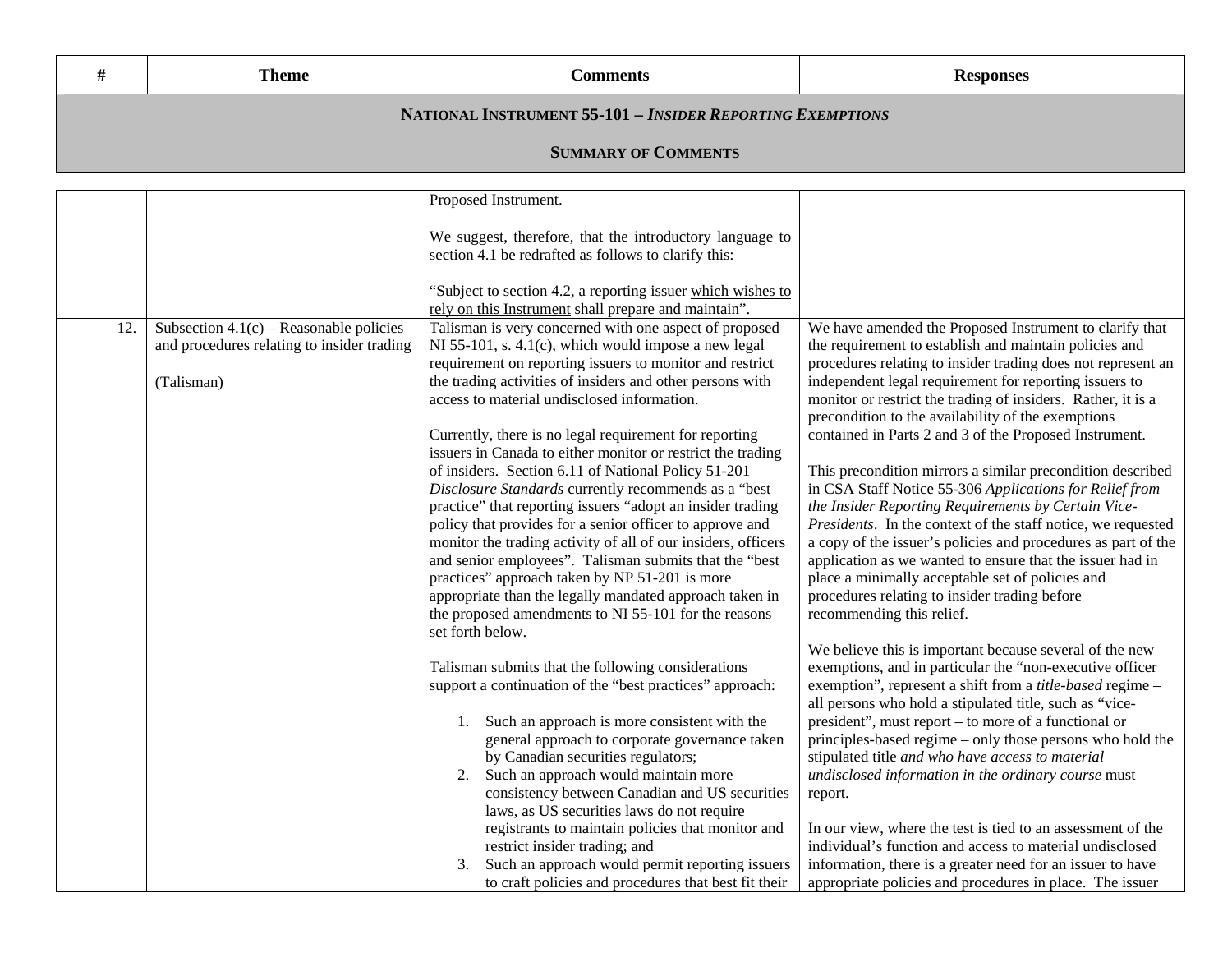| # | Theme | Comments | Responses |
|---|---|---|---|
| | | Proposed Instrument.<br><br>We suggest, therefore, that the introductory language to section 4.1 be redrafted as follows to clarify this:<br><br>"Subject to section 4.2, a reporting issuer <u>which wishes to rely on this Instrument</u> shall prepare and maintain". | |
| 12. | Subsection 4.1(c) – Reasonable policies and procedures relating to insider trading<br><br>(Talisman) | Talisman is very concerned with one aspect of proposed NI 55-101, s. 4.1(c), which would impose a new legal requirement on reporting issuers to monitor and restrict the trading activities of insiders and other persons with access to material undisclosed information.<br><br>Currently, there is no legal requirement for reporting issuers in Canada to either monitor or restrict the trading of insiders. Section 6.11 of National Policy 51-201 *Disclosure Standards* currently recommends as a "best practice" that reporting issuers "adopt an insider trading policy that provides for a senior officer to approve and monitor the trading activity of all of our insiders, officers and senior employees". Talisman submits that the "best practices" approach taken by NP 51-201 is more appropriate than the legally mandated approach taken in the proposed amendments to NI 55-101 for the reasons set forth below.<br><br>Talisman submits that the following considerations support a continuation of the "best practices" approach:<br><br>1. Such an approach is more consistent with the general approach to corporate governance taken by Canadian securities regulators;<br>2. Such an approach would maintain more consistency between Canadian and US securities laws, as US securities laws do not require registrants to maintain policies that monitor and restrict insider trading; and<br>3. Such an approach would permit reporting issuers to craft policies and procedures that best fit their | We have amended the Proposed Instrument to clarify that the requirement to establish and maintain policies and procedures relating to insider trading does not represent an independent legal requirement for reporting issuers to monitor or restrict the trading of insiders. Rather, it is a precondition to the availability of the exemptions contained in Parts 2 and 3 of the Proposed Instrument.<br><br>This precondition mirrors a similar precondition described in CSA Staff Notice 55-306 *Applications for Relief from the Insider Reporting Requirements by Certain Vice-Presidents*. In the context of the staff notice, we requested a copy of the issuer's policies and procedures as part of the application as we wanted to ensure that the issuer had in place a minimally acceptable set of policies and procedures relating to insider trading before recommending this relief.<br><br>We believe this is important because several of the new exemptions, and in particular the "non-executive officer exemption", represent a shift from a *title-based* regime – all persons who hold a stipulated title, such as "vice-president", must report – to more of a functional or principles-based regime – only those persons who hold the stipulated title *and who have access to material undisclosed information in the ordinary course* must report.<br><br>In our view, where the test is tied to an assessment of the individual's function and access to material undisclosed information, there is a greater need for an issuer to have appropriate policies and procedures in place. The issuer |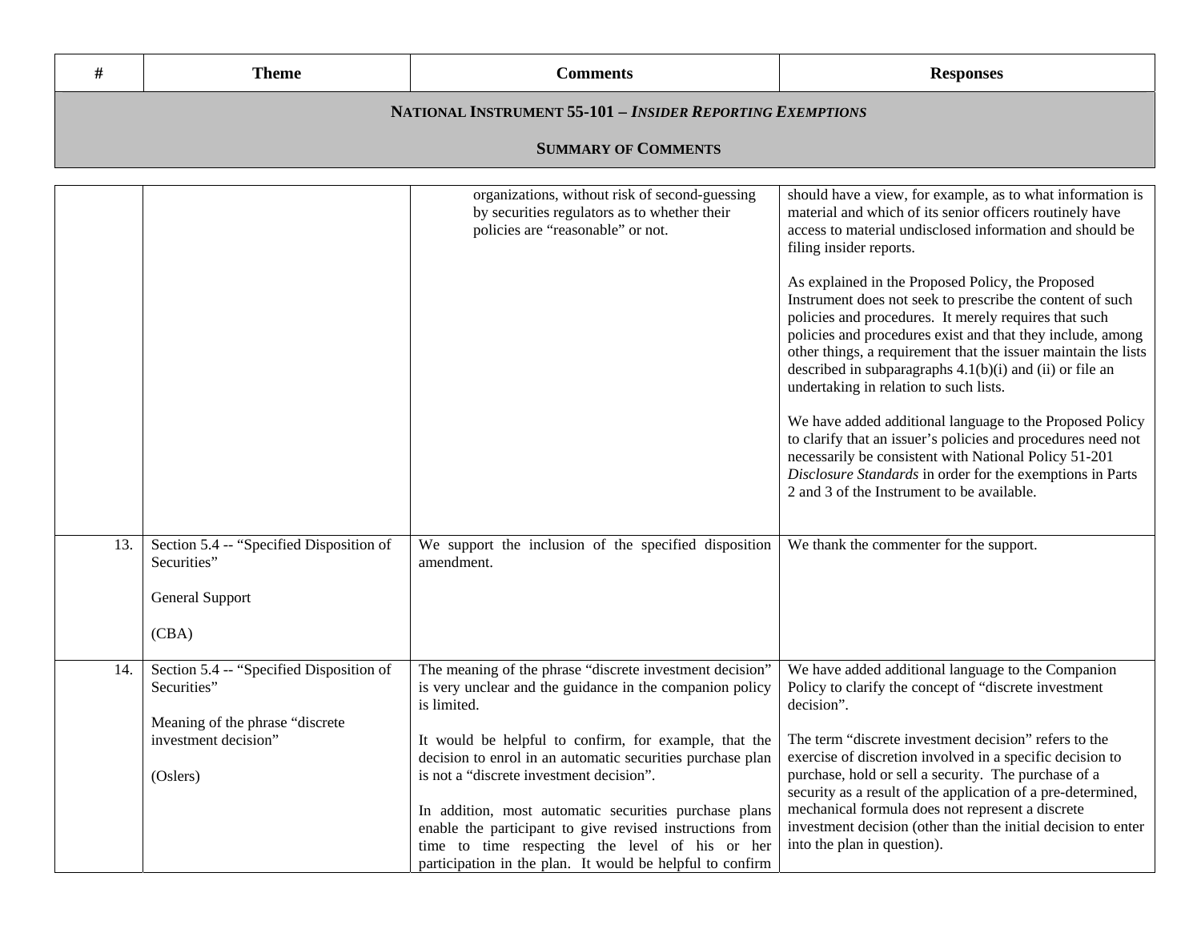| # | Theme | Comments | Responses |
|---|---|---|---|

**NATIONAL INSTRUMENT 55-101 – *INSIDER REPORTING EXEMPTIONS***

**SUMMARY OF COMMENTS**

| # | Theme | Comments | Responses |
|---|---|---|---|
| | | organizations, without risk of second-guessing by securities regulators as to whether their policies are "reasonable" or not. | should have a view, for example, as to what information is material and which of its senior officers routinely have access to material undisclosed information and should be filing insider reports.<br><br>As explained in the Proposed Policy, the Proposed Instrument does not seek to prescribe the content of such policies and procedures. It merely requires that such policies and procedures exist and that they include, among other things, a requirement that the issuer maintain the lists described in subparagraphs 4.1(b)(i) and (ii) or file an undertaking in relation to such lists.<br><br>We have added additional language to the Proposed Policy to clarify that an issuer's policies and procedures need not necessarily be consistent with National Policy 51-201 *Disclosure Standards* in order for the exemptions in Parts 2 and 3 of the Instrument to be available. |
| 13. | Section 5.4 -- "Specified Disposition of Securities"<br><br>General Support<br><br>(CBA) | We support the inclusion of the specified disposition amendment. | We thank the commenter for the support. |
| 14. | Section 5.4 -- "Specified Disposition of Securities"<br><br>Meaning of the phrase "discrete investment decision"<br><br>(Oslers) | The meaning of the phrase "discrete investment decision" is very unclear and the guidance in the companion policy is limited.<br><br>It would be helpful to confirm, for example, that the decision to enrol in an automatic securities purchase plan is not a "discrete investment decision".<br><br>In addition, most automatic securities purchase plans enable the participant to give revised instructions from time to time respecting the level of his or her participation in the plan. It would be helpful to confirm | We have added additional language to the Companion Policy to clarify the concept of "discrete investment decision".<br><br>The term "discrete investment decision" refers to the exercise of discretion involved in a specific decision to purchase, hold or sell a security. The purchase of a security as a result of the application of a pre-determined, mechanical formula does not represent a discrete investment decision (other than the initial decision to enter into the plan in question). |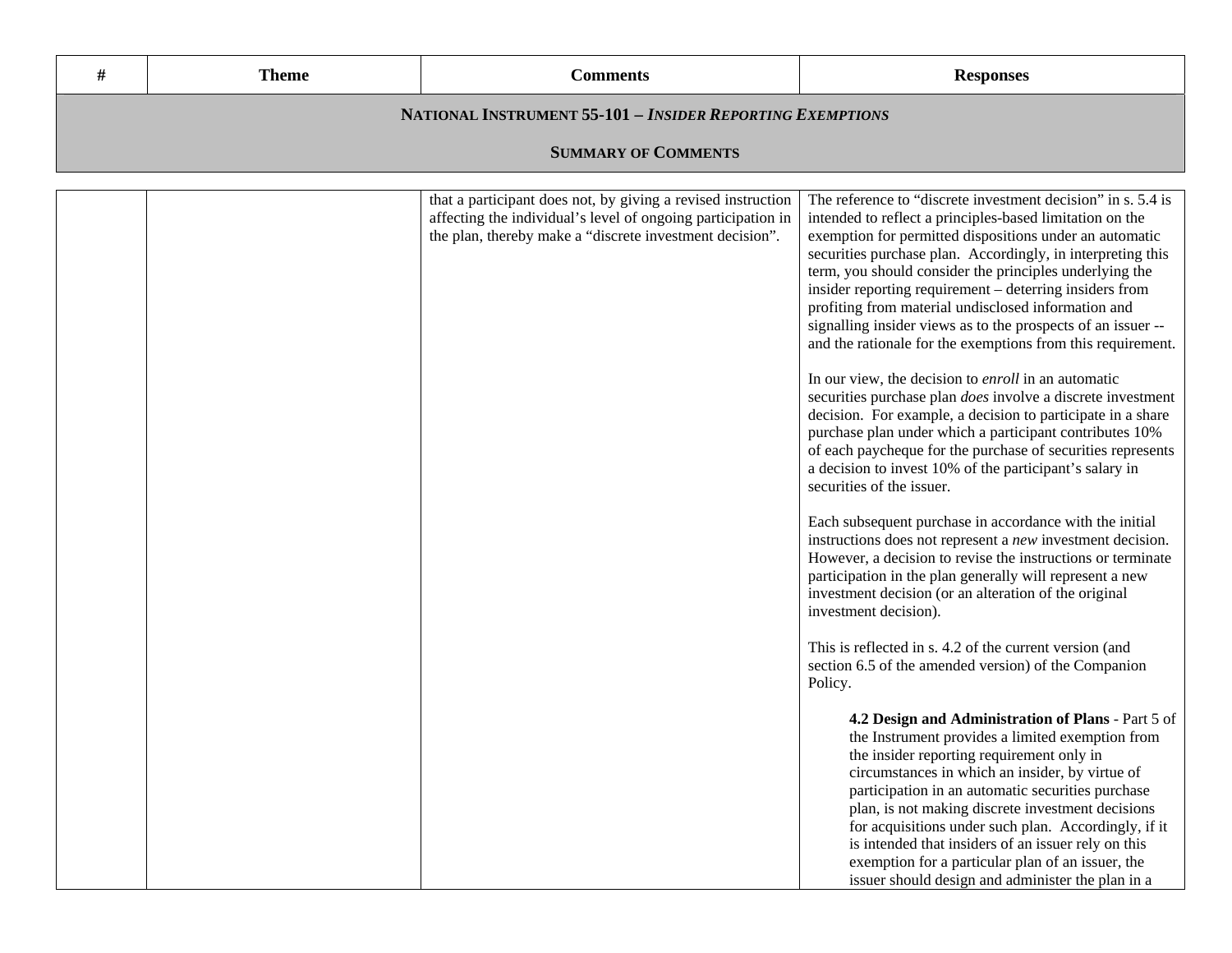| # | Theme | Comments | Responses |
|---|---|---|---|
| | | that a participant does not, by giving a revised instruction affecting the individual's level of ongoing participation in the plan, thereby make a "discrete investment decision". | The reference to "discrete investment decision" in s. 5.4 is intended to reflect a principles-based limitation on the exemption for permitted dispositions under an automatic securities purchase plan. Accordingly, in interpreting this term, you should consider the principles underlying the insider reporting requirement – deterring insiders from profiting from material undisclosed information and signalling insider views as to the prospects of an issuer -- and the rationale for the exemptions from this requirement.<br><br>In our view, the decision to *enroll* in an automatic securities purchase plan *does* involve a discrete investment decision. For example, a decision to participate in a share purchase plan under which a participant contributes 10% of each paycheque for the purchase of securities represents a decision to invest 10% of the participant's salary in securities of the issuer.<br><br>Each subsequent purchase in accordance with the initial instructions does not represent a *new* investment decision. However, a decision to revise the instructions or terminate participation in the plan generally will represent a new investment decision (or an alteration of the original investment decision).<br><br>This is reflected in s. 4.2 of the current version (and section 6.5 of the amended version) of the Companion Policy.<br><br>**4.2 Design and Administration of Plans** - Part 5 of the Instrument provides a limited exemption from the insider reporting requirement only in circumstances in which an insider, by virtue of participation in an automatic securities purchase plan, is not making discrete investment decisions for acquisitions under such plan. Accordingly, if it is intended that insiders of an issuer rely on this exemption for a particular plan of an issuer, the issuer should design and administer the plan in a |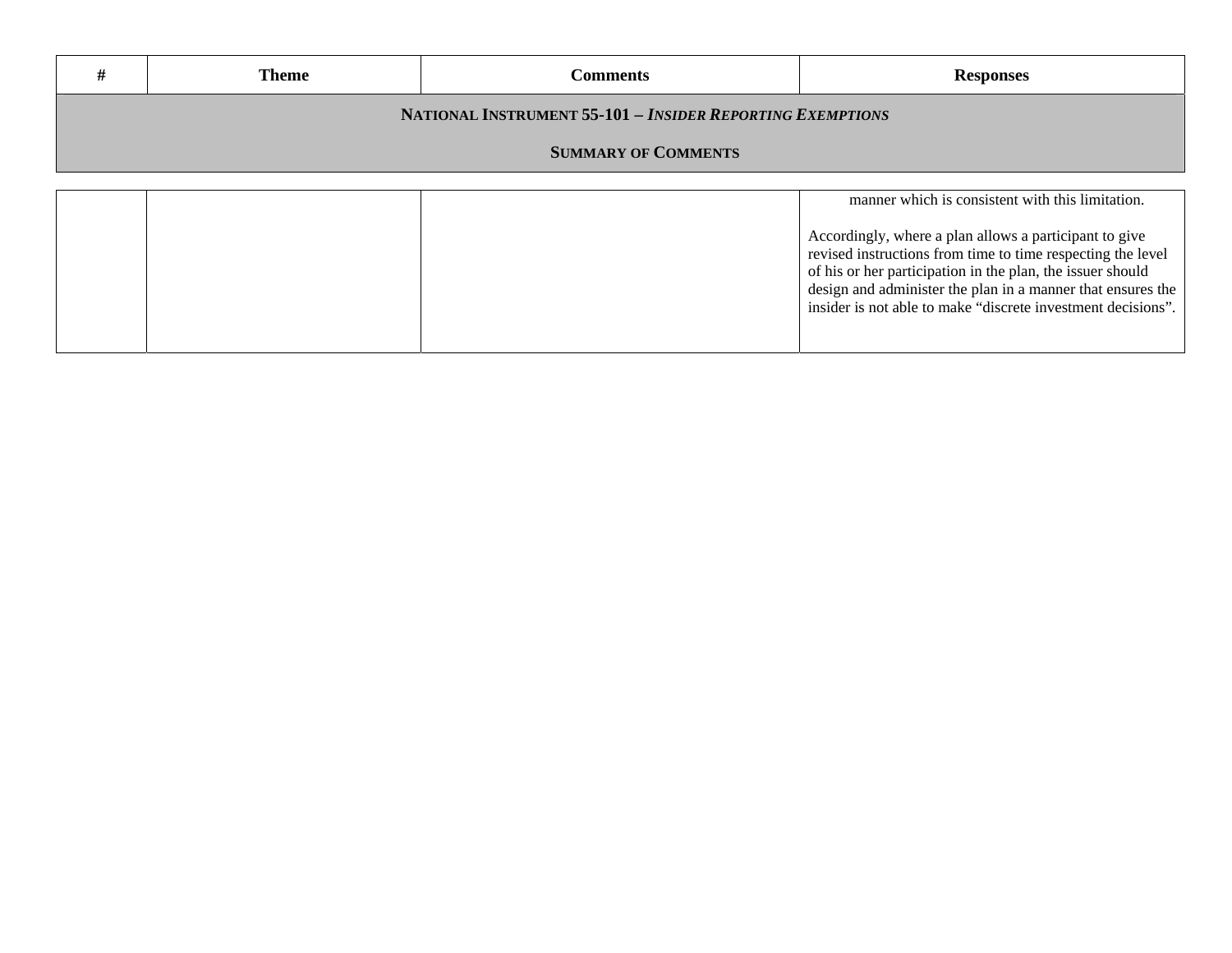| # | Theme | Comments | Responses |
|---|---|---|---|
| | | | manner which is consistent with this limitation.<br><br>Accordingly, where a plan allows a participant to give revised instructions from time to time respecting the level of his or her participation in the plan, the issuer should design and administer the plan in a manner that ensures the insider is not able to make "discrete investment decisions". |